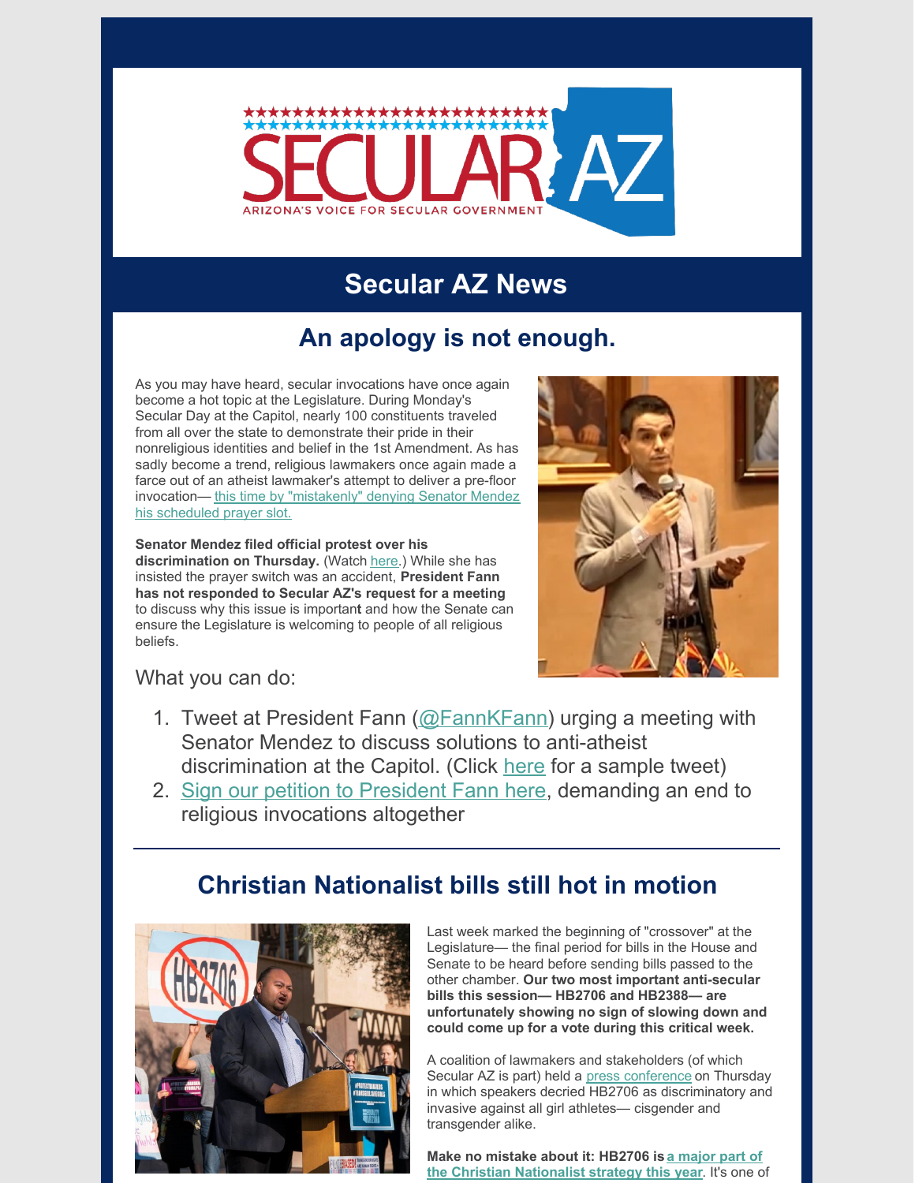# SECULAR AZ

ARIZONA'S VOICE FOR SECULAR GOVERNMENT

## Secular AZ News

### An apology is not enough.

As you may have heard, secular invocations have once again become a hot topic at the Legislature. During Monday's Secular Day at the Capitol, nearly 100 constituents traveled from all over the state to demonstrate their pride in their nonreligious identities and belief in the 1st Amendment. As has sadly become a trend, religious lawmakers once again made a farce out of an atheist lawmaker's attempt to deliver a pre-floor invocation— this time by "mistakenly" denying Senator Mendez his scheduled prayer slot.

**Senator Mendez filed official protest over his discrimination on Thursday.** (Watch here.) While she has insisted the prayer switch was an accident, **President Fann has not responded to Secular AZ's request for a meeting** to discuss why this issue is important and how the Senate can ensure the Legislature is welcoming to people of all religious beliefs.

What you can do:

1. Tweet at President Fann (@FannKFann) urging a meeting with Senator Mendez to discuss solutions to anti-atheist discrimination at the Capitol. (Click here for a sample tweet)
2. Sign our petition to President Fann here, demanding an end to religious invocations altogether

---

### Christian Nationalist bills still hot in motion

Last week marked the beginning of "crossover" at the Legislature— the final period for bills in the House and Senate to be heard before sending bills passed to the other chamber. **Our two most important anti-secular bills this session— HB2706 and HB2388— are unfortunately showing no sign of slowing down and could come up for a vote during this critical week.**

A coalition of lawmakers and stakeholders (of which Secular AZ is part) held a press conference on Thursday in which speakers decried HB2706 as discriminatory and invasive against all girl athletes— cisgender and transgender alike.

**Make no mistake about it: HB2706 is a major part of the Christian Nationalist strategy this year**. It's one of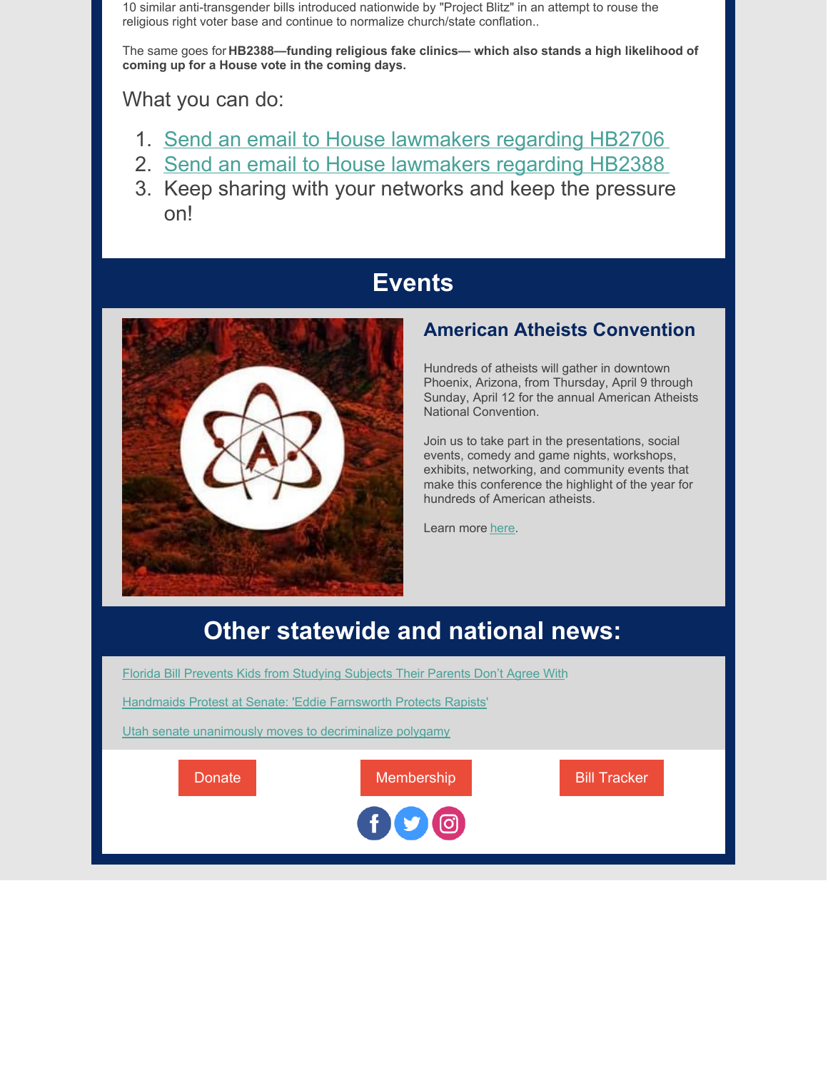10 similar anti-transgender bills introduced nationwide by "Project Blitz" in an attempt to rouse the religious right voter base and continue to normalize church/state conflation..

The same goes for **HB2388—funding religious fake clinics— which also stands a high likelihood of coming up for a House vote in the coming days.**

### What you can do:

1. Send an email to House lawmakers regarding HB2706
2. Send an email to House lawmakers regarding HB2388
3. Keep sharing with your networks and keep the pressure on!

## Events

### American Atheists Convention

Hundreds of atheists will gather in downtown Phoenix, Arizona, from Thursday, April 9 through Sunday, April 12 for the annual American Atheists National Convention.

Join us to take part in the presentations, social events, comedy and game nights, workshops, exhibits, networking, and community events that make this conference the highlight of the year for hundreds of American atheists.

Learn more here.

## Other statewide and national news:

Florida Bill Prevents Kids from Studying Subjects Their Parents Don't Agree With

Handmaids Protest at Senate: 'Eddie Farnsworth Protects Rapists'

Utah senate unanimously moves to decriminalize polygamy

Donate | Membership | Bill Tracker